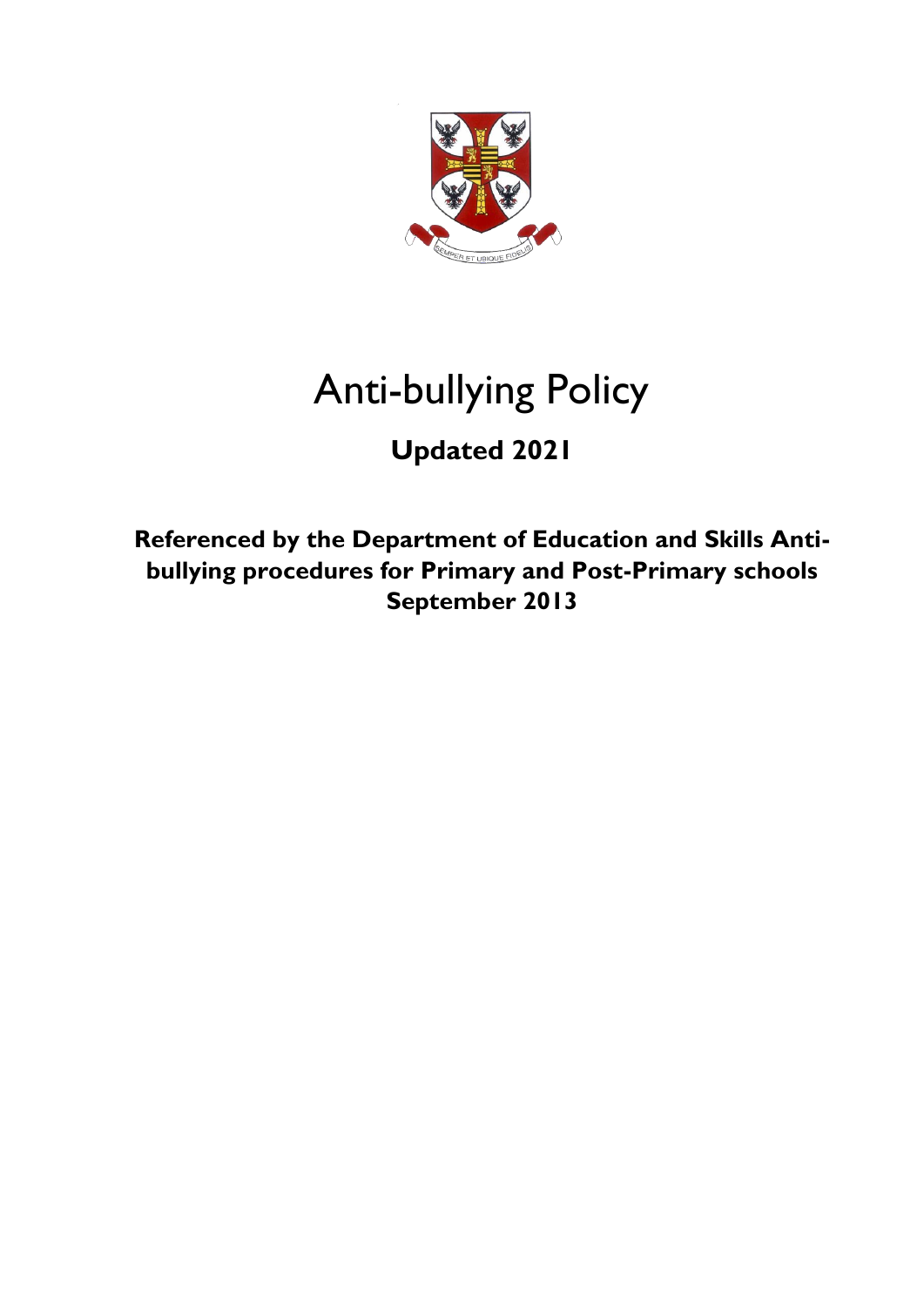# Anti-bullying Policy

**Updated 2021**

**Referenced by the Department of Education and Skills Anti-bullying procedures for Primary and Post-Primary schools September 2013**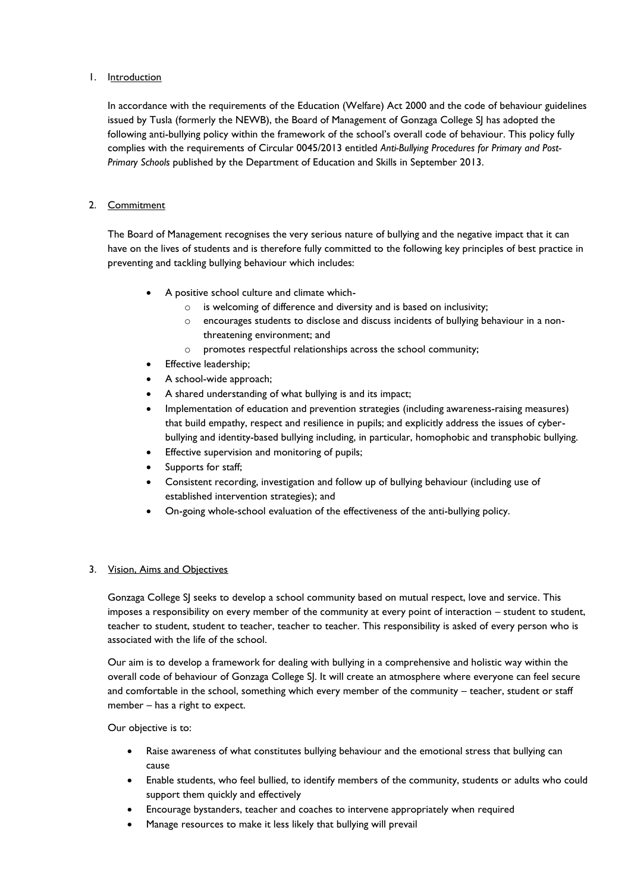## 1. Introduction

In accordance with the requirements of the Education (Welfare) Act 2000 and the code of behaviour guidelines issued by Tusla (formerly the NEWB), the Board of Management of Gonzaga College SJ has adopted the following anti-bullying policy within the framework of the school's overall code of behaviour. This policy fully complies with the requirements of Circular 0045/2013 entitled *Anti-Bullying Procedures for Primary and Post-Primary Schools* published by the Department of Education and Skills in September 2013.

## 2. Commitment

The Board of Management recognises the very serious nature of bullying and the negative impact that it can have on the lives of students and is therefore fully committed to the following key principles of best practice in preventing and tackling bullying behaviour which includes:

- A positive school culture and climate which-
  - is welcoming of difference and diversity and is based on inclusivity;
  - encourages students to disclose and discuss incidents of bullying behaviour in a non-threatening environment; and
  - promotes respectful relationships across the school community;
- Effective leadership;
- A school-wide approach;
- A shared understanding of what bullying is and its impact;
- Implementation of education and prevention strategies (including awareness-raising measures) that build empathy, respect and resilience in pupils; and explicitly address the issues of cyber-bullying and identity-based bullying including, in particular, homophobic and transphobic bullying.
- Effective supervision and monitoring of pupils;
- Supports for staff;
- Consistent recording, investigation and follow up of bullying behaviour (including use of established intervention strategies); and
- On-going whole-school evaluation of the effectiveness of the anti-bullying policy.

## 3. Vision, Aims and Objectives

Gonzaga College SJ seeks to develop a school community based on mutual respect, love and service. This imposes a responsibility on every member of the community at every point of interaction – student to student, teacher to student, student to teacher, teacher to teacher. This responsibility is asked of every person who is associated with the life of the school.

Our aim is to develop a framework for dealing with bullying in a comprehensive and holistic way within the overall code of behaviour of Gonzaga College SJ. It will create an atmosphere where everyone can feel secure and comfortable in the school, something which every member of the community – teacher, student or staff member – has a right to expect.

Our objective is to:

- Raise awareness of what constitutes bullying behaviour and the emotional stress that bullying can cause
- Enable students, who feel bullied, to identify members of the community, students or adults who could support them quickly and effectively
- Encourage bystanders, teacher and coaches to intervene appropriately when required
- Manage resources to make it less likely that bullying will prevail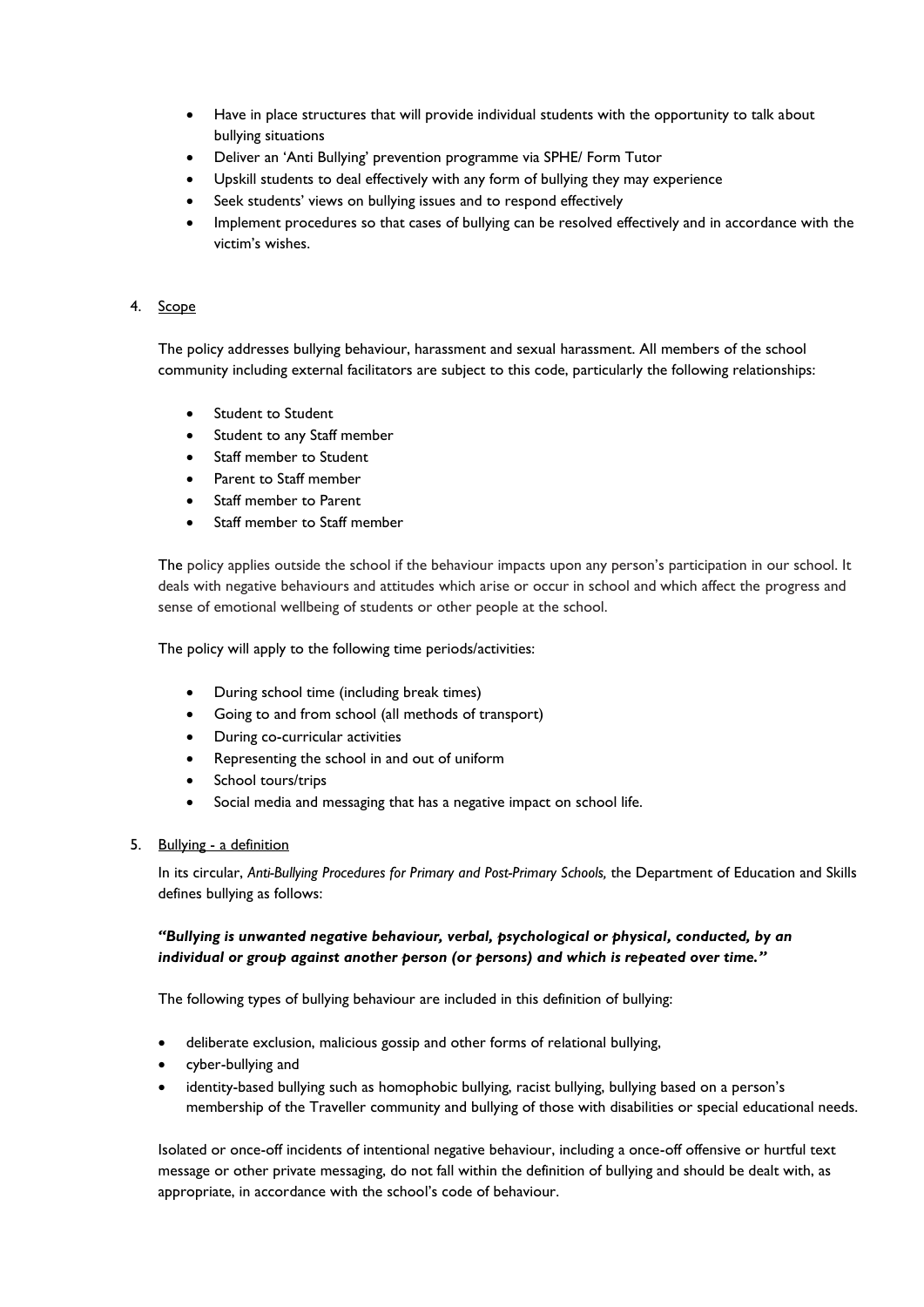- Have in place structures that will provide individual students with the opportunity to talk about bullying situations
- Deliver an 'Anti Bullying' prevention programme via SPHE/ Form Tutor
- Upskill students to deal effectively with any form of bullying they may experience
- Seek students' views on bullying issues and to respond effectively
- Implement procedures so that cases of bullying can be resolved effectively and in accordance with the victim's wishes.

4. <u>Scope</u>

The policy addresses bullying behaviour, harassment and sexual harassment. All members of the school community including external facilitators are subject to this code, particularly the following relationships:

- Student to Student
- Student to any Staff member
- Staff member to Student
- Parent to Staff member
- Staff member to Parent
- Staff member to Staff member

The policy applies outside the school if the behaviour impacts upon any person's participation in our school. It deals with negative behaviours and attitudes which arise or occur in school and which affect the progress and sense of emotional wellbeing of students or other people at the school.

The policy will apply to the following time periods/activities:

- During school time (including break times)
- Going to and from school (all methods of transport)
- During co-curricular activities
- Representing the school in and out of uniform
- School tours/trips
- Social media and messaging that has a negative impact on school life.

5. <u>Bullying - a definition</u>

In its circular, *Anti-Bullying Procedures for Primary and Post-Primary Schools,* the Department of Education and Skills defines bullying as follows:

***"Bullying is unwanted negative behaviour, verbal, psychological or physical, conducted, by an individual or group against another person (or persons) and which is repeated over time."***

The following types of bullying behaviour are included in this definition of bullying:

- deliberate exclusion, malicious gossip and other forms of relational bullying,
- cyber-bullying and
- identity-based bullying such as homophobic bullying, racist bullying, bullying based on a person's membership of the Traveller community and bullying of those with disabilities or special educational needs.

Isolated or once-off incidents of intentional negative behaviour, including a once-off offensive or hurtful text message or other private messaging, do not fall within the definition of bullying and should be dealt with, as appropriate, in accordance with the school's code of behaviour.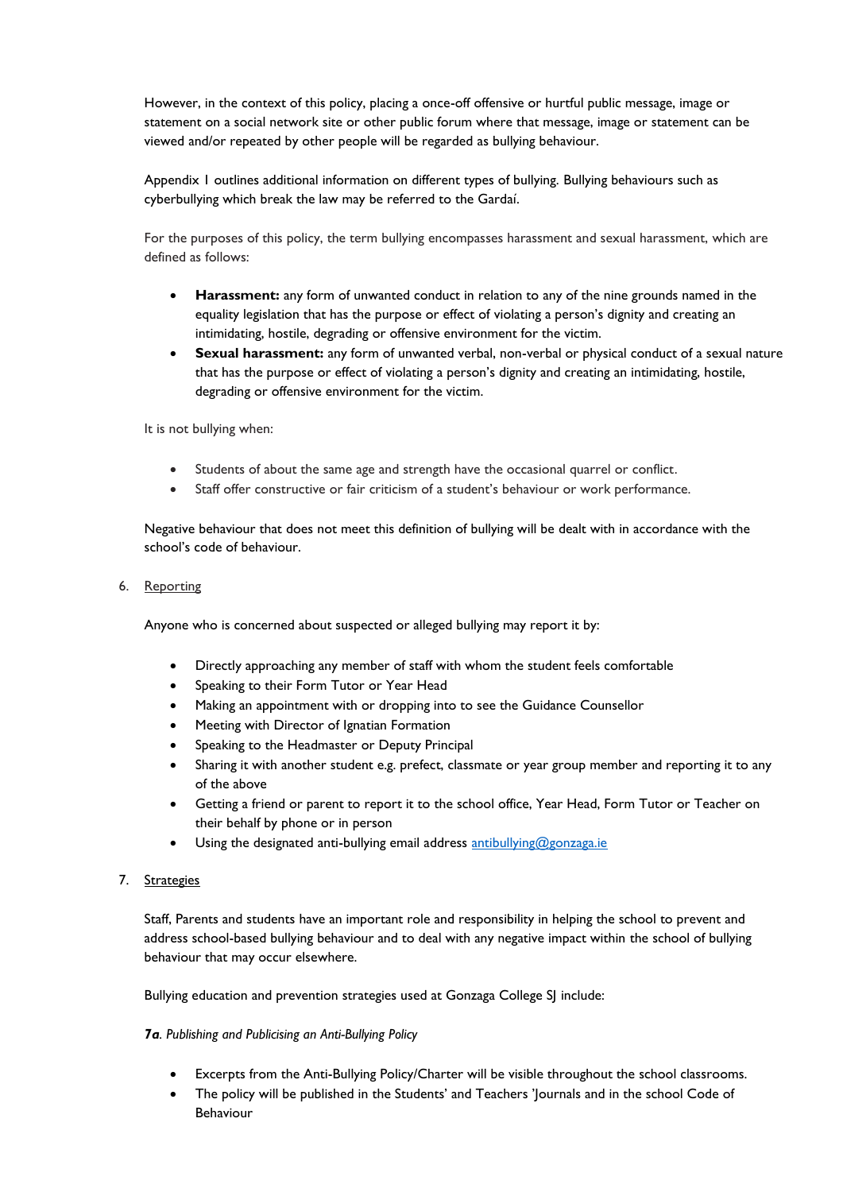However, in the context of this policy, placing a once-off offensive or hurtful public message, image or statement on a social network site or other public forum where that message, image or statement can be viewed and/or repeated by other people will be regarded as bullying behaviour.

Appendix 1 outlines additional information on different types of bullying. Bullying behaviours such as cyberbullying which break the law may be referred to the Gardaí.

For the purposes of this policy, the term bullying encompasses harassment and sexual harassment, which are defined as follows:

- **Harassment:** any form of unwanted conduct in relation to any of the nine grounds named in the equality legislation that has the purpose or effect of violating a person's dignity and creating an intimidating, hostile, degrading or offensive environment for the victim.
- **Sexual harassment:** any form of unwanted verbal, non-verbal or physical conduct of a sexual nature that has the purpose or effect of violating a person's dignity and creating an intimidating, hostile, degrading or offensive environment for the victim.

It is not bullying when:

- Students of about the same age and strength have the occasional quarrel or conflict.
- Staff offer constructive or fair criticism of a student's behaviour or work performance.

Negative behaviour that does not meet this definition of bullying will be dealt with in accordance with the school's code of behaviour.

6. <u>Reporting</u>

Anyone who is concerned about suspected or alleged bullying may report it by:

- Directly approaching any member of staff with whom the student feels comfortable
- Speaking to their Form Tutor or Year Head
- Making an appointment with or dropping into to see the Guidance Counsellor
- Meeting with Director of Ignatian Formation
- Speaking to the Headmaster or Deputy Principal
- Sharing it with another student e.g. prefect, classmate or year group member and reporting it to any of the above
- Getting a friend or parent to report it to the school office, Year Head, Form Tutor or Teacher on their behalf by phone or in person
- Using the designated anti-bullying email address antibullying@gonzaga.ie

7. <u>Strategies</u>

Staff, Parents and students have an important role and responsibility in helping the school to prevent and address school-based bullying behaviour and to deal with any negative impact within the school of bullying behaviour that may occur elsewhere.

Bullying education and prevention strategies used at Gonzaga College SJ include:

***7a**. Publishing and Publicising an Anti-Bullying Policy*

- Excerpts from the Anti-Bullying Policy/Charter will be visible throughout the school classrooms.
- The policy will be published in the Students' and Teachers 'Journals and in the school Code of Behaviour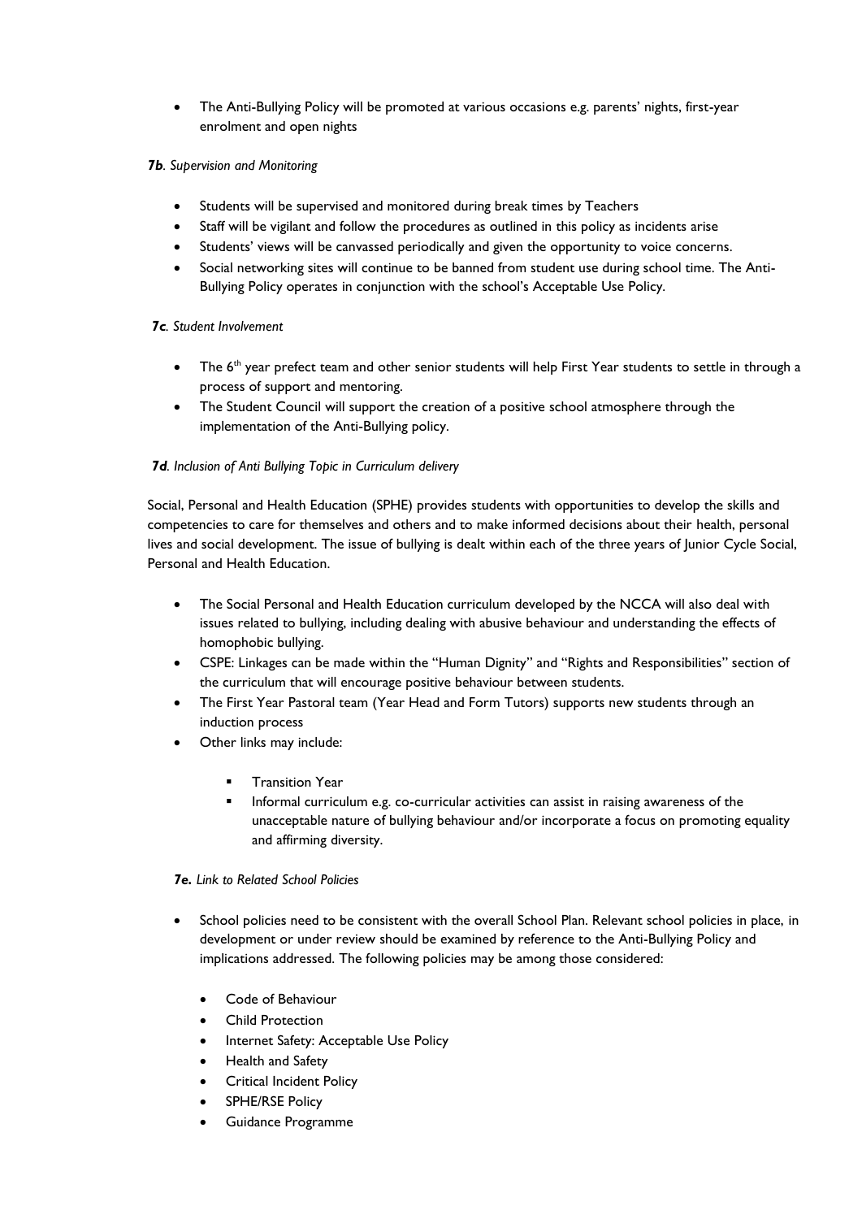- The Anti-Bullying Policy will be promoted at various occasions e.g. parents' nights, first-year enrolment and open nights

***7b**. Supervision and Monitoring*

- Students will be supervised and monitored during break times by Teachers
- Staff will be vigilant and follow the procedures as outlined in this policy as incidents arise
- Students' views will be canvassed periodically and given the opportunity to voice concerns.
- Social networking sites will continue to be banned from student use during school time. The Anti-Bullying Policy operates in conjunction with the school's Acceptable Use Policy.

***7c**. Student Involvement*

- The 6th year prefect team and other senior students will help First Year students to settle in through a process of support and mentoring.
- The Student Council will support the creation of a positive school atmosphere through the implementation of the Anti-Bullying policy.

***7d**. Inclusion of Anti Bullying Topic in Curriculum delivery*

Social, Personal and Health Education (SPHE) provides students with opportunities to develop the skills and competencies to care for themselves and others and to make informed decisions about their health, personal lives and social development. The issue of bullying is dealt within each of the three years of Junior Cycle Social, Personal and Health Education.

- The Social Personal and Health Education curriculum developed by the NCCA will also deal with issues related to bullying, including dealing with abusive behaviour and understanding the effects of homophobic bullying.
- CSPE: Linkages can be made within the "Human Dignity" and "Rights and Responsibilities" section of the curriculum that will encourage positive behaviour between students.
- The First Year Pastoral team (Year Head and Form Tutors) supports new students through an induction process
- Other links may include:
  - Transition Year
  - Informal curriculum e.g. co-curricular activities can assist in raising awareness of the unacceptable nature of bullying behaviour and/or incorporate a focus on promoting equality and affirming diversity.

***7e.** Link to Related School Policies*

- School policies need to be consistent with the overall School Plan. Relevant school policies in place, in development or under review should be examined by reference to the Anti-Bullying Policy and implications addressed. The following policies may be among those considered:
  - Code of Behaviour
  - Child Protection
  - Internet Safety: Acceptable Use Policy
  - Health and Safety
  - Critical Incident Policy
  - SPHE/RSE Policy
  - Guidance Programme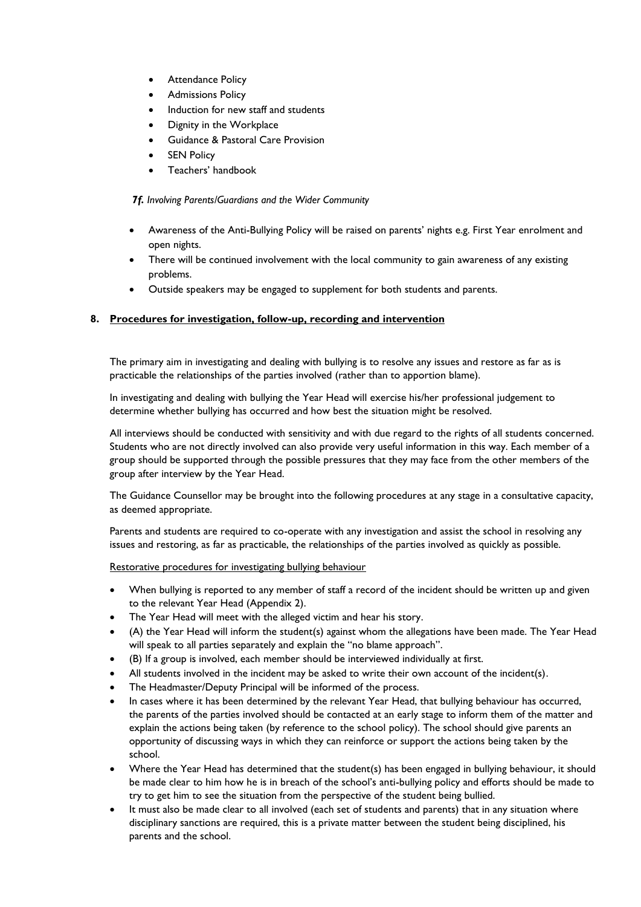- Attendance Policy
- Admissions Policy
- Induction for new staff and students
- Dignity in the Workplace
- Guidance & Pastoral Care Provision
- SEN Policy
- Teachers' handbook

***7f.** Involving Parents/Guardians and the Wider Community*

- Awareness of the Anti-Bullying Policy will be raised on parents' nights e.g. First Year enrolment and open nights.
- There will be continued involvement with the local community to gain awareness of any existing problems.
- Outside speakers may be engaged to supplement for both students and parents.

## 8. <u>Procedures for investigation, follow-up, recording and intervention</u>

The primary aim in investigating and dealing with bullying is to resolve any issues and restore as far as is practicable the relationships of the parties involved (rather than to apportion blame).

In investigating and dealing with bullying the Year Head will exercise his/her professional judgement to determine whether bullying has occurred and how best the situation might be resolved.

All interviews should be conducted with sensitivity and with due regard to the rights of all students concerned. Students who are not directly involved can also provide very useful information in this way. Each member of a group should be supported through the possible pressures that they may face from the other members of the group after interview by the Year Head.

The Guidance Counsellor may be brought into the following procedures at any stage in a consultative capacity, as deemed appropriate.

Parents and students are required to co-operate with any investigation and assist the school in resolving any issues and restoring, as far as practicable, the relationships of the parties involved as quickly as possible.

<u>Restorative procedures for investigating bullying behaviour</u>

- When bullying is reported to any member of staff a record of the incident should be written up and given to the relevant Year Head (Appendix 2).
- The Year Head will meet with the alleged victim and hear his story.
- (A) the Year Head will inform the student(s) against whom the allegations have been made. The Year Head will speak to all parties separately and explain the "no blame approach".
- (B) If a group is involved, each member should be interviewed individually at first.
- All students involved in the incident may be asked to write their own account of the incident(s).
- The Headmaster/Deputy Principal will be informed of the process.
- In cases where it has been determined by the relevant Year Head, that bullying behaviour has occurred, the parents of the parties involved should be contacted at an early stage to inform them of the matter and explain the actions being taken (by reference to the school policy). The school should give parents an opportunity of discussing ways in which they can reinforce or support the actions being taken by the school.
- Where the Year Head has determined that the student(s) has been engaged in bullying behaviour, it should be made clear to him how he is in breach of the school's anti-bullying policy and efforts should be made to try to get him to see the situation from the perspective of the student being bullied.
- It must also be made clear to all involved (each set of students and parents) that in any situation where disciplinary sanctions are required, this is a private matter between the student being disciplined, his parents and the school.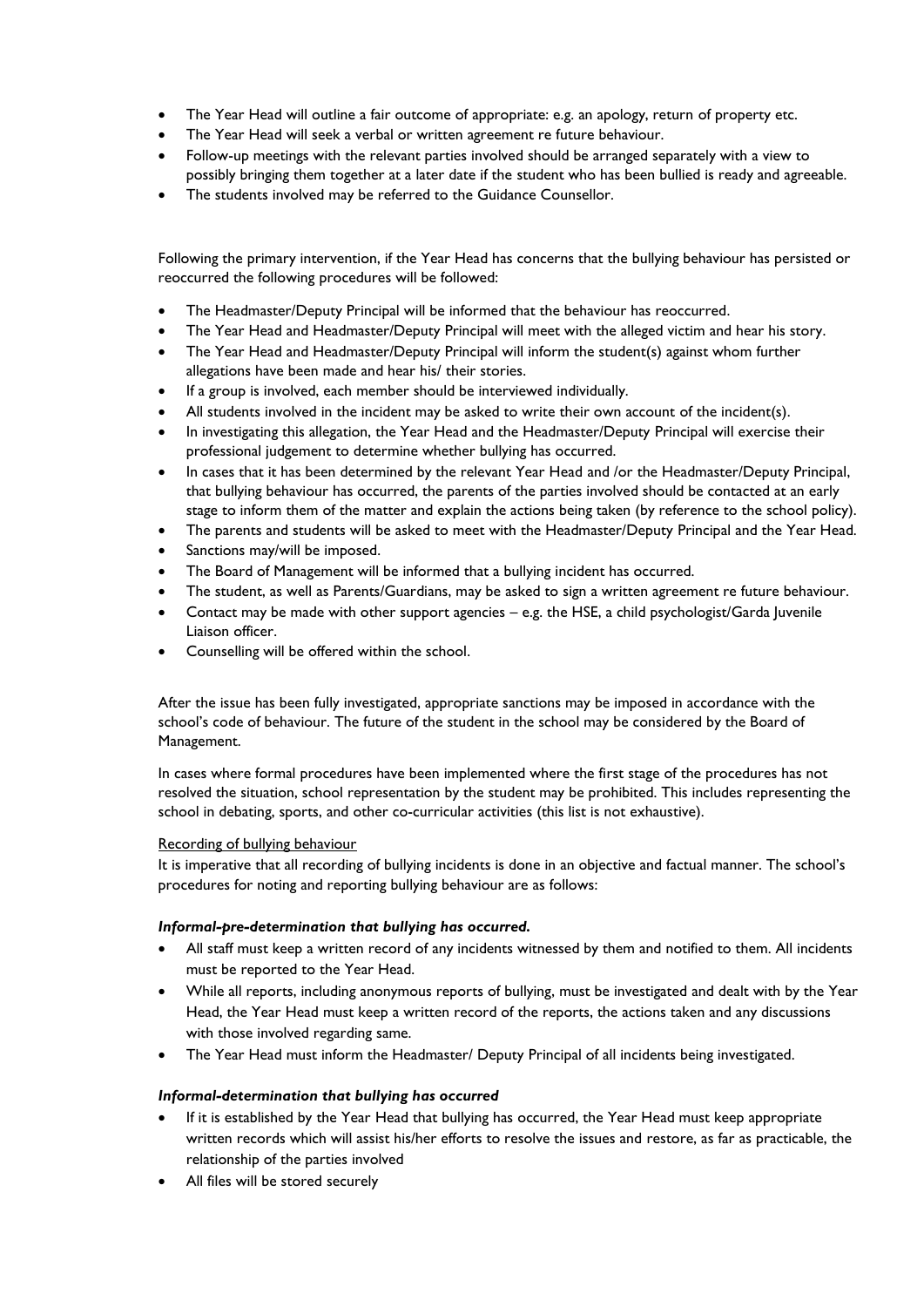- The Year Head will outline a fair outcome of appropriate: e.g. an apology, return of property etc.
- The Year Head will seek a verbal or written agreement re future behaviour.
- Follow-up meetings with the relevant parties involved should be arranged separately with a view to possibly bringing them together at a later date if the student who has been bullied is ready and agreeable.
- The students involved may be referred to the Guidance Counsellor.

Following the primary intervention, if the Year Head has concerns that the bullying behaviour has persisted or reoccurred the following procedures will be followed:

- The Headmaster/Deputy Principal will be informed that the behaviour has reoccurred.
- The Year Head and Headmaster/Deputy Principal will meet with the alleged victim and hear his story.
- The Year Head and Headmaster/Deputy Principal will inform the student(s) against whom further allegations have been made and hear his/ their stories.
- If a group is involved, each member should be interviewed individually.
- All students involved in the incident may be asked to write their own account of the incident(s).
- In investigating this allegation, the Year Head and the Headmaster/Deputy Principal will exercise their professional judgement to determine whether bullying has occurred.
- In cases that it has been determined by the relevant Year Head and /or the Headmaster/Deputy Principal, that bullying behaviour has occurred, the parents of the parties involved should be contacted at an early stage to inform them of the matter and explain the actions being taken (by reference to the school policy).
- The parents and students will be asked to meet with the Headmaster/Deputy Principal and the Year Head.
- Sanctions may/will be imposed.
- The Board of Management will be informed that a bullying incident has occurred.
- The student, as well as Parents/Guardians, may be asked to sign a written agreement re future behaviour.
- Contact may be made with other support agencies – e.g. the HSE, a child psychologist/Garda Juvenile Liaison officer.
- Counselling will be offered within the school.

After the issue has been fully investigated, appropriate sanctions may be imposed in accordance with the school's code of behaviour. The future of the student in the school may be considered by the Board of Management.

In cases where formal procedures have been implemented where the first stage of the procedures has not resolved the situation, school representation by the student may be prohibited. This includes representing the school in debating, sports, and other co-curricular activities (this list is not exhaustive).

Recording of bullying behaviour

It is imperative that all recording of bullying incidents is done in an objective and factual manner. The school's procedures for noting and reporting bullying behaviour are as follows:

***Informal-pre-determination that bullying has occurred.***

- All staff must keep a written record of any incidents witnessed by them and notified to them. All incidents must be reported to the Year Head.
- While all reports, including anonymous reports of bullying, must be investigated and dealt with by the Year Head, the Year Head must keep a written record of the reports, the actions taken and any discussions with those involved regarding same.
- The Year Head must inform the Headmaster/ Deputy Principal of all incidents being investigated.

***Informal-determination that bullying has occurred***

- If it is established by the Year Head that bullying has occurred, the Year Head must keep appropriate written records which will assist his/her efforts to resolve the issues and restore, as far as practicable, the relationship of the parties involved
- All files will be stored securely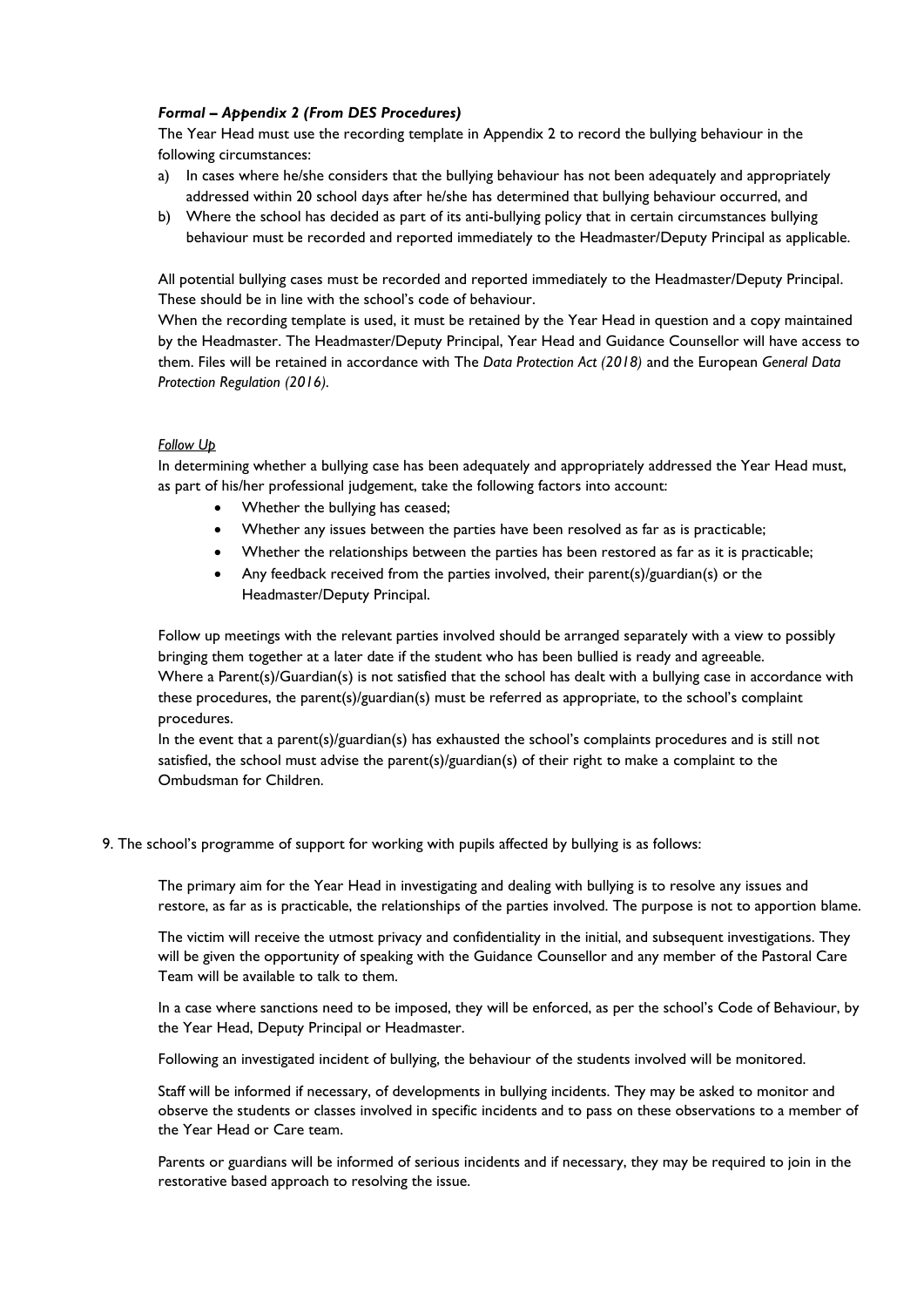***Formal – Appendix 2 (From DES Procedures)***

The Year Head must use the recording template in Appendix 2 to record the bullying behaviour in the following circumstances:

a) In cases where he/she considers that the bullying behaviour has not been adequately and appropriately addressed within 20 school days after he/she has determined that bullying behaviour occurred, and
b) Where the school has decided as part of its anti-bullying policy that in certain circumstances bullying behaviour must be recorded and reported immediately to the Headmaster/Deputy Principal as applicable.

All potential bullying cases must be recorded and reported immediately to the Headmaster/Deputy Principal. These should be in line with the school's code of behaviour.

When the recording template is used, it must be retained by the Year Head in question and a copy maintained by the Headmaster. The Headmaster/Deputy Principal, Year Head and Guidance Counsellor will have access to them. Files will be retained in accordance with The *Data Protection Act (2018)* and the European *General Data Protection Regulation (2016).*

*Follow Up*

In determining whether a bullying case has been adequately and appropriately addressed the Year Head must, as part of his/her professional judgement, take the following factors into account:

- Whether the bullying has ceased;
- Whether any issues between the parties have been resolved as far as is practicable;
- Whether the relationships between the parties has been restored as far as it is practicable;
- Any feedback received from the parties involved, their parent(s)/guardian(s) or the Headmaster/Deputy Principal.

Follow up meetings with the relevant parties involved should be arranged separately with a view to possibly bringing them together at a later date if the student who has been bullied is ready and agreeable.

Where a Parent(s)/Guardian(s) is not satisfied that the school has dealt with a bullying case in accordance with these procedures, the parent(s)/guardian(s) must be referred as appropriate, to the school's complaint procedures.

In the event that a parent(s)/guardian(s) has exhausted the school's complaints procedures and is still not satisfied, the school must advise the parent(s)/guardian(s) of their right to make a complaint to the Ombudsman for Children.

9. The school's programme of support for working with pupils affected by bullying is as follows:

The primary aim for the Year Head in investigating and dealing with bullying is to resolve any issues and restore, as far as is practicable, the relationships of the parties involved. The purpose is not to apportion blame.

The victim will receive the utmost privacy and confidentiality in the initial, and subsequent investigations. They will be given the opportunity of speaking with the Guidance Counsellor and any member of the Pastoral Care Team will be available to talk to them.

In a case where sanctions need to be imposed, they will be enforced, as per the school's Code of Behaviour, by the Year Head, Deputy Principal or Headmaster.

Following an investigated incident of bullying, the behaviour of the students involved will be monitored.

Staff will be informed if necessary, of developments in bullying incidents. They may be asked to monitor and observe the students or classes involved in specific incidents and to pass on these observations to a member of the Year Head or Care team.

Parents or guardians will be informed of serious incidents and if necessary, they may be required to join in the restorative based approach to resolving the issue.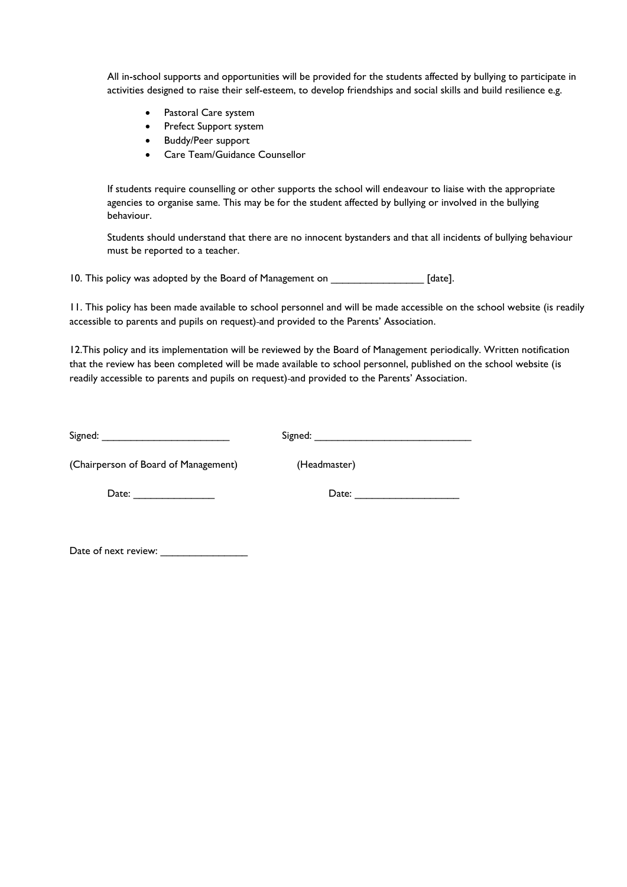All in-school supports and opportunities will be provided for the students affected by bullying to participate in activities designed to raise their self-esteem, to develop friendships and social skills and build resilience e.g.

- Pastoral Care system
- Prefect Support system
- Buddy/Peer support
- Care Team/Guidance Counsellor

If students require counselling or other supports the school will endeavour to liaise with the appropriate agencies to organise same. This may be for the student affected by bullying or involved in the bullying behaviour.

Students should understand that there are no innocent bystanders and that all incidents of bullying behaviour must be reported to a teacher.

10. This policy was adopted by the Board of Management on _________________ [date].

11. This policy has been made available to school personnel and will be made accessible on the school website (is readily accessible to parents and pupils on request) and provided to the Parents' Association.

12.This policy and its implementation will be reviewed by the Board of Management periodically. Written notification that the review has been completed will be made available to school personnel, published on the school website (is readily accessible to parents and pupils on request) and provided to the Parents' Association.

Signed: ________________________ Signed: ______________________________

(Chairperson of Board of Management) (Headmaster)

Date: _______________ Date: ____________________

Date of next review: ________________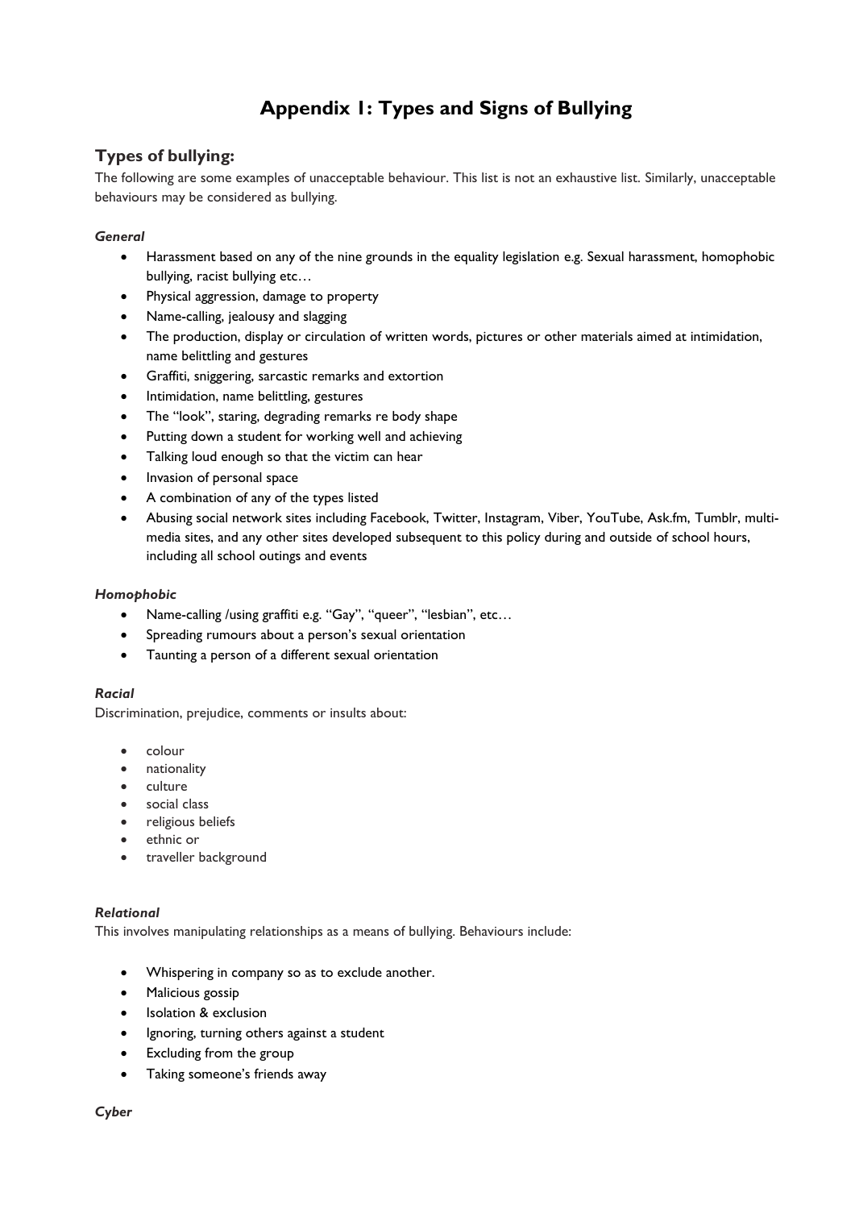# Appendix 1: Types and Signs of Bullying

## Types of bullying:

The following are some examples of unacceptable behaviour. This list is not an exhaustive list. Similarly, unacceptable behaviours may be considered as bullying.

***General***

- Harassment based on any of the nine grounds in the equality legislation e.g. Sexual harassment, homophobic bullying, racist bullying etc…
- Physical aggression, damage to property
- Name-calling, jealousy and slagging
- The production, display or circulation of written words, pictures or other materials aimed at intimidation, name belittling and gestures
- Graffiti, sniggering, sarcastic remarks and extortion
- Intimidation, name belittling, gestures
- The "look", staring, degrading remarks re body shape
- Putting down a student for working well and achieving
- Talking loud enough so that the victim can hear
- Invasion of personal space
- A combination of any of the types listed
- Abusing social network sites including Facebook, Twitter, Instagram, Viber, YouTube, Ask.fm, Tumblr, multi-media sites, and any other sites developed subsequent to this policy during and outside of school hours, including all school outings and events

***Homophobic***

- Name-calling /using graffiti e.g. "Gay", "queer", "lesbian", etc…
- Spreading rumours about a person's sexual orientation
- Taunting a person of a different sexual orientation

***Racial***

Discrimination, prejudice, comments or insults about:

- colour
- nationality
- culture
- social class
- religious beliefs
- ethnic or
- traveller background

***Relational***

This involves manipulating relationships as a means of bullying. Behaviours include:

- Whispering in company so as to exclude another.
- Malicious gossip
- Isolation & exclusion
- Ignoring, turning others against a student
- Excluding from the group
- Taking someone's friends away

***Cyber***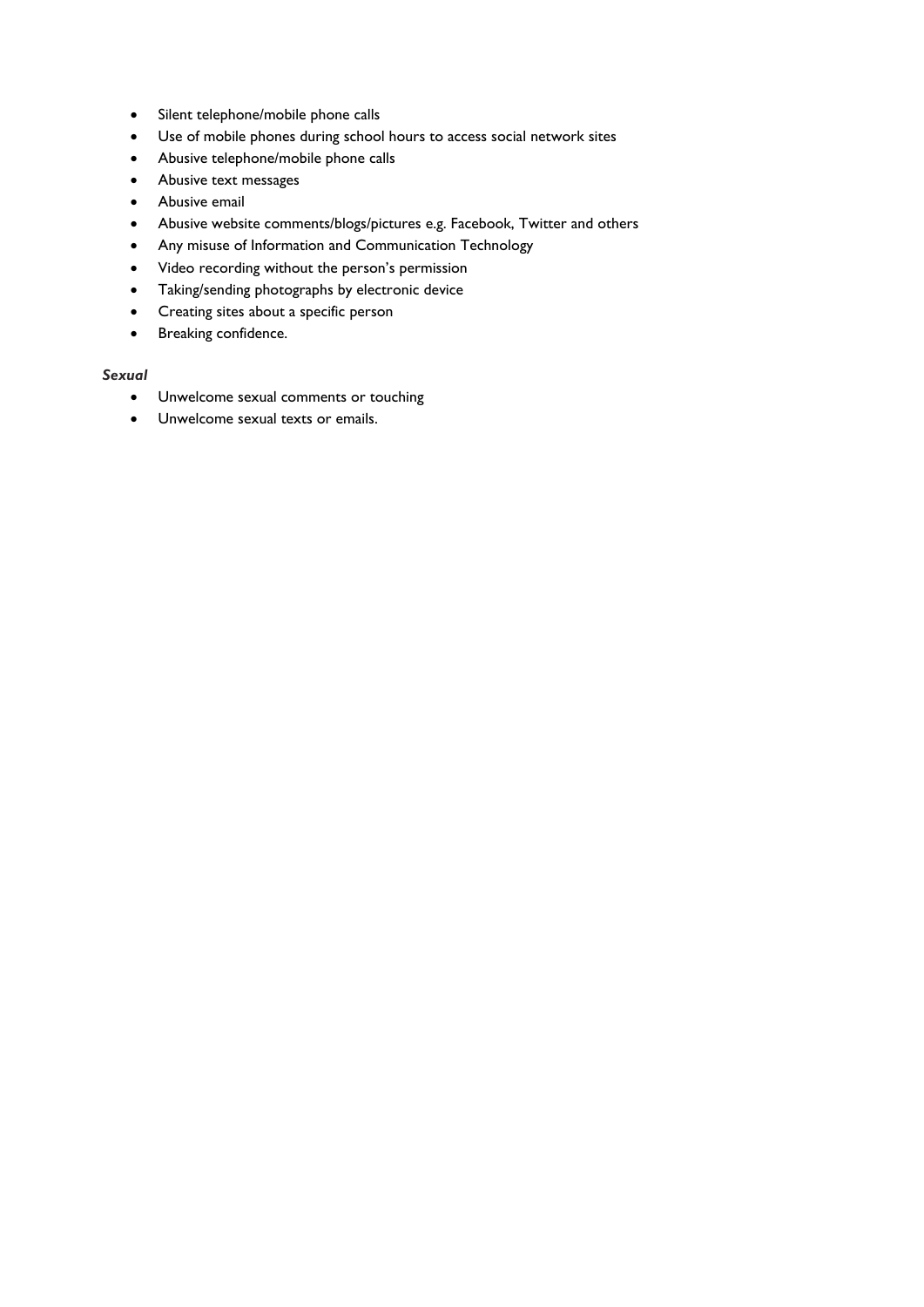- Silent telephone/mobile phone calls
- Use of mobile phones during school hours to access social network sites
- Abusive telephone/mobile phone calls
- Abusive text messages
- Abusive email
- Abusive website comments/blogs/pictures e.g. Facebook, Twitter and others
- Any misuse of Information and Communication Technology
- Video recording without the person's permission
- Taking/sending photographs by electronic device
- Creating sites about a specific person
- Breaking confidence.

***Sexual***

- Unwelcome sexual comments or touching
- Unwelcome sexual texts or emails.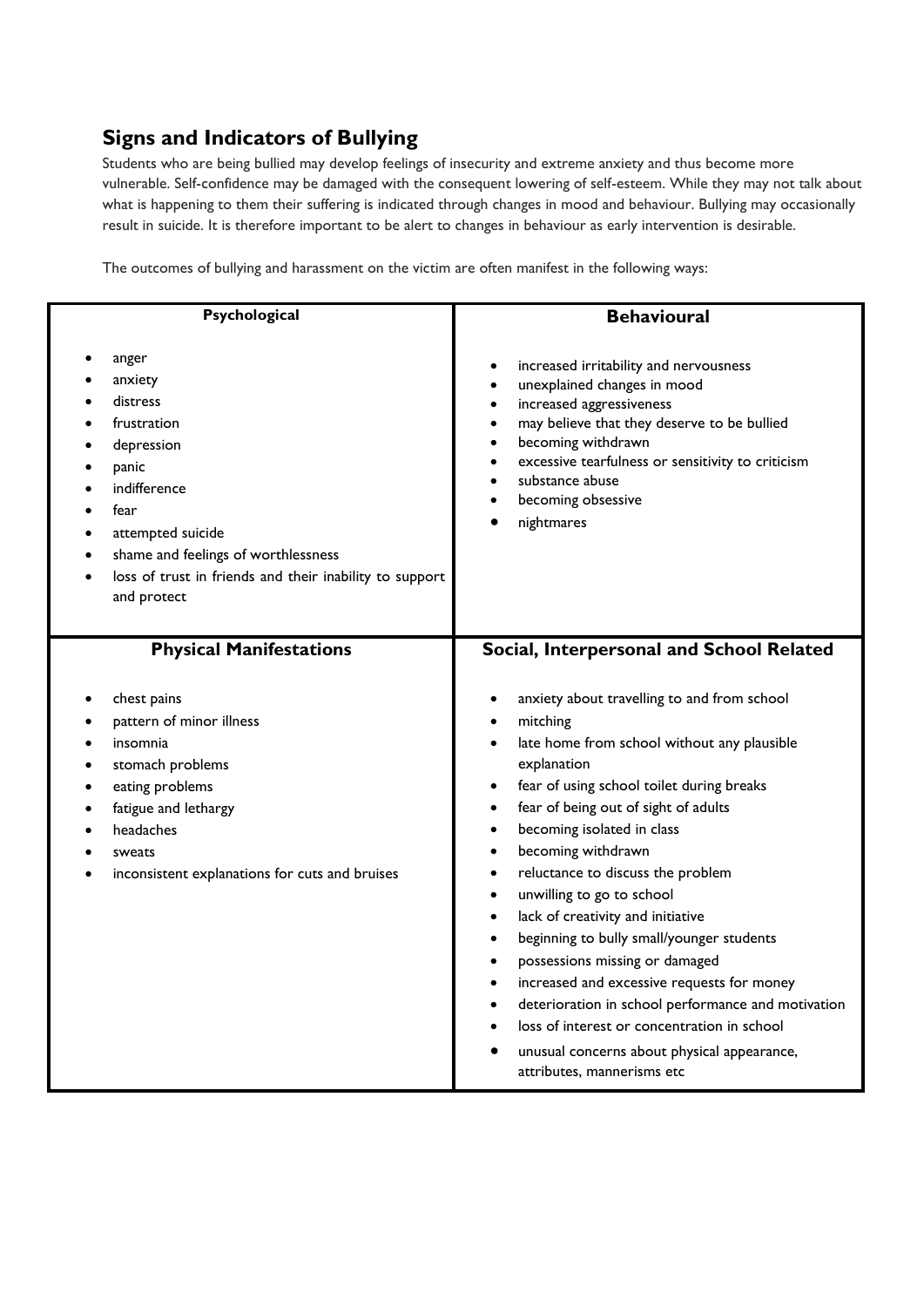## Signs and Indicators of Bullying

Students who are being bullied may develop feelings of insecurity and extreme anxiety and thus become more vulnerable. Self-confidence may be damaged with the consequent lowering of self-esteem. While they may not talk about what is happening to them their suffering is indicated through changes in mood and behaviour. Bullying may occasionally result in suicide. It is therefore important to be alert to changes in behaviour as early intervention is desirable.

The outcomes of bullying and harassment on the victim are often manifest in the following ways:

### Psychological

- anger
- anxiety
- distress
- frustration
- depression
- panic
- indifference
- fear
- attempted suicide
- shame and feelings of worthlessness
- loss of trust in friends and their inability to support and protect

### Behavioural

- increased irritability and nervousness
- unexplained changes in mood
- increased aggressiveness
- may believe that they deserve to be bullied
- becoming withdrawn
- excessive tearfulness or sensitivity to criticism
- substance abuse
- becoming obsessive
- nightmares

### Physical Manifestations

- chest pains
- pattern of minor illness
- insomnia
- stomach problems
- eating problems
- fatigue and lethargy
- headaches
- sweats
- inconsistent explanations for cuts and bruises

### Social, Interpersonal and School Related

- anxiety about travelling to and from school
- mitching
- late home from school without any plausible explanation
- fear of using school toilet during breaks
- fear of being out of sight of adults
- becoming isolated in class
- becoming withdrawn
- reluctance to discuss the problem
- unwilling to go to school
- lack of creativity and initiative
- beginning to bully small/younger students
- possessions missing or damaged
- increased and excessive requests for money
- deterioration in school performance and motivation
- loss of interest or concentration in school
- unusual concerns about physical appearance, attributes, mannerisms etc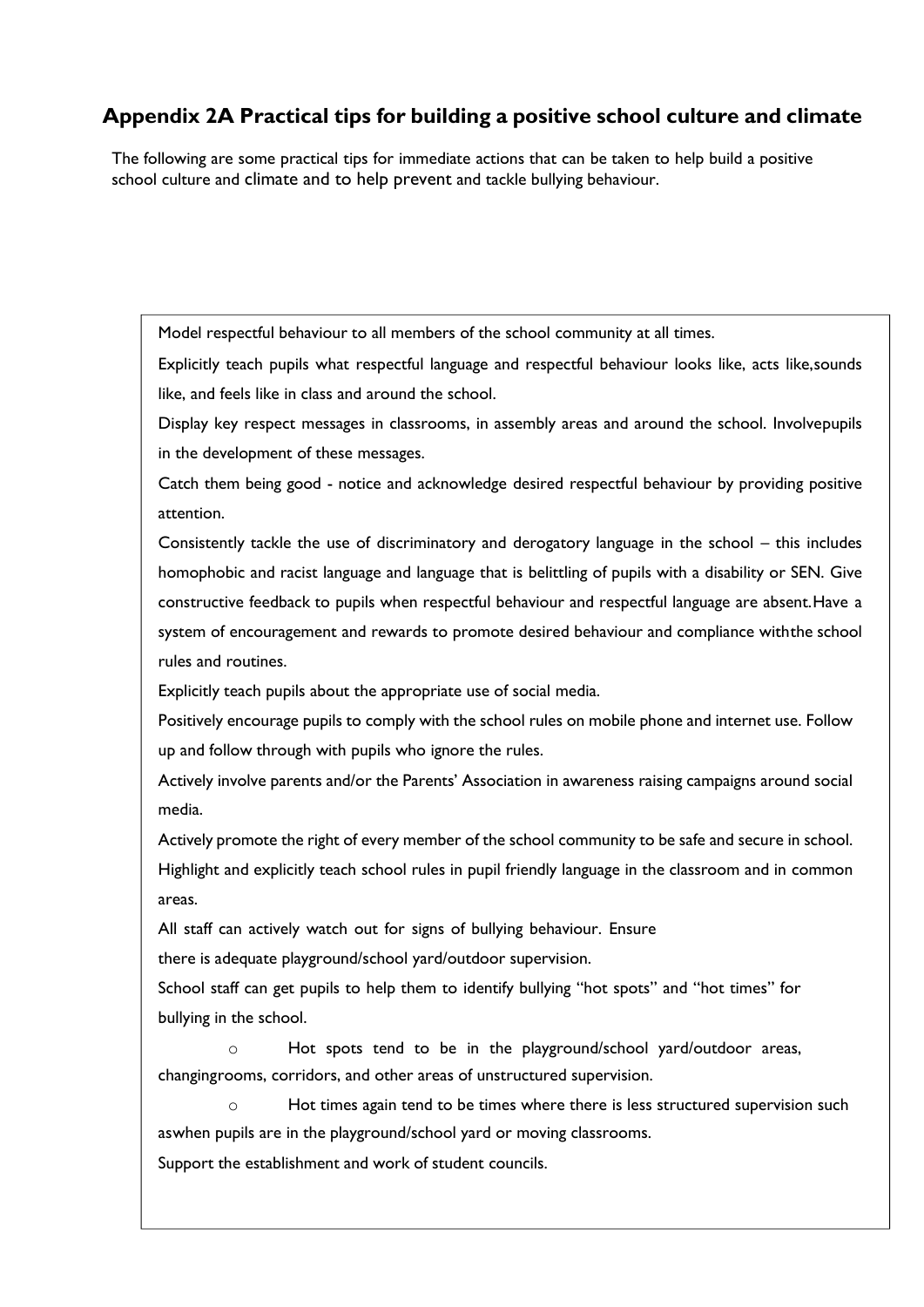## Appendix 2A Practical tips for building a positive school culture and climate

The following are some practical tips for immediate actions that can be taken to help build a positive school culture and climate and to help prevent and tackle bullying behaviour.

Model respectful behaviour to all members of the school community at all times.

Explicitly teach pupils what respectful language and respectful behaviour looks like, acts like, sounds like, and feels like in class and around the school.

Display key respect messages in classrooms, in assembly areas and around the school. Involve pupils in the development of these messages.

Catch them being good - notice and acknowledge desired respectful behaviour by providing positive attention.

Consistently tackle the use of discriminatory and derogatory language in the school – this includes homophobic and racist language and language that is belittling of pupils with a disability or SEN. Give constructive feedback to pupils when respectful behaviour and respectful language are absent. Have a system of encouragement and rewards to promote desired behaviour and compliance with the school rules and routines.

Explicitly teach pupils about the appropriate use of social media.

Positively encourage pupils to comply with the school rules on mobile phone and internet use. Follow up and follow through with pupils who ignore the rules.

Actively involve parents and/or the Parents' Association in awareness raising campaigns around social media.

Actively promote the right of every member of the school community to be safe and secure in school.

Highlight and explicitly teach school rules in pupil friendly language in the classroom and in common areas.

All staff can actively watch out for signs of bullying behaviour. Ensure there is adequate playground/school yard/outdoor supervision.

School staff can get pupils to help them to identify bullying "hot spots" and "hot times" for bullying in the school.

- Hot spots tend to be in the playground/school yard/outdoor areas, changing rooms, corridors, and other areas of unstructured supervision.
- Hot times again tend to be times where there is less structured supervision such as when pupils are in the playground/school yard or moving classrooms.

Support the establishment and work of student councils.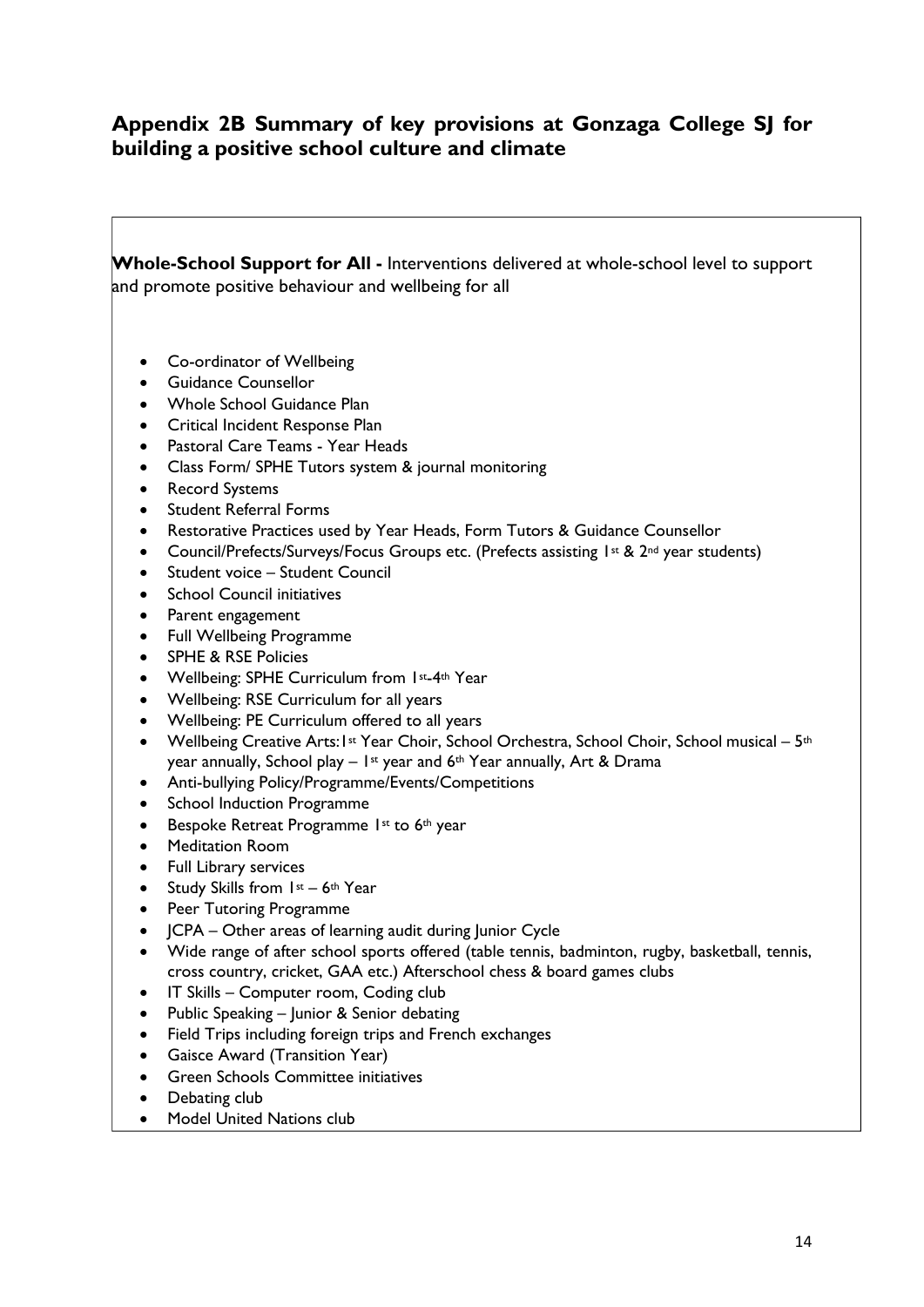## Appendix 2B Summary of key provisions at Gonzaga College SJ for building a positive school culture and climate

**Whole-School Support for All -** Interventions delivered at whole-school level to support and promote positive behaviour and wellbeing for all

- Co-ordinator of Wellbeing
- Guidance Counsellor
- Whole School Guidance Plan
- Critical Incident Response Plan
- Pastoral Care Teams - Year Heads
- Class Form/ SPHE Tutors system & journal monitoring
- Record Systems
- Student Referral Forms
- Restorative Practices used by Year Heads, Form Tutors & Guidance Counsellor
- Council/Prefects/Surveys/Focus Groups etc. (Prefects assisting 1st & 2nd year students)
- Student voice – Student Council
- School Council initiatives
- Parent engagement
- Full Wellbeing Programme
- SPHE & RSE Policies
- Wellbeing: SPHE Curriculum from 1st-4th Year
- Wellbeing: RSE Curriculum for all years
- Wellbeing: PE Curriculum offered to all years
- Wellbeing Creative Arts: 1st Year Choir, School Orchestra, School Choir, School musical – 5th year annually, School play – 1st year and 6th Year annually, Art & Drama
- Anti-bullying Policy/Programme/Events/Competitions
- School Induction Programme
- Bespoke Retreat Programme 1st to 6th year
- Meditation Room
- Full Library services
- Study Skills from 1st – 6th Year
- Peer Tutoring Programme
- JCPA – Other areas of learning audit during Junior Cycle
- Wide range of after school sports offered (table tennis, badminton, rugby, basketball, tennis, cross country, cricket, GAA etc.) Afterschool chess & board games clubs
- IT Skills – Computer room, Coding club
- Public Speaking – Junior & Senior debating
- Field Trips including foreign trips and French exchanges
- Gaisce Award (Transition Year)
- Green Schools Committee initiatives
- Debating club
- Model United Nations club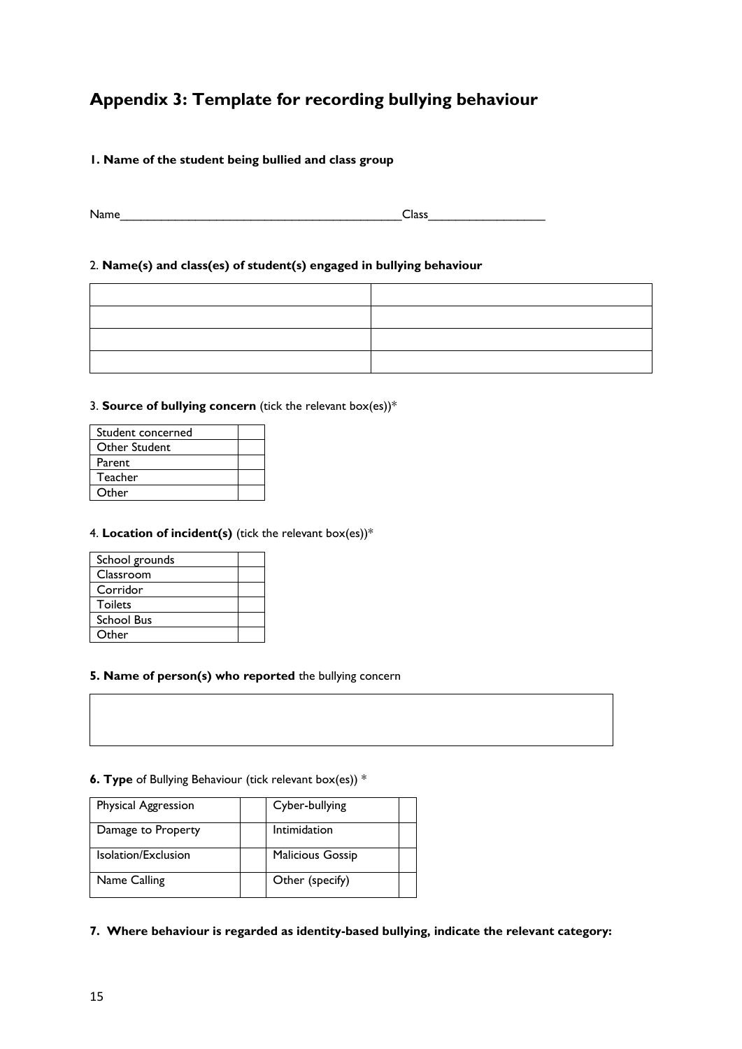## Appendix 3: Template for recording bullying behaviour

**1. Name of the student being bullied and class group**

Name___________________________________________Class__________________

2. **Name(s) and class(es) of student(s) engaged in bullying behaviour**

| | |
|---|---|
| | |
| | |
| | |
| | |

3. **Source of bullying concern** (tick the relevant box(es))*

| | |
|---|---|
| Student concerned | |
| Other Student | |
| Parent | |
| Teacher | |
| Other | |

4. **Location of incident(s)** (tick the relevant box(es))*

| | |
|---|---|
| School grounds | |
| Classroom | |
| Corridor | |
| Toilets | |
| School Bus | |
| Other | |

**5. Name of person(s) who reported** the bullying concern

| |
|---|
| |

**6. Type** of Bullying Behaviour (tick relevant box(es)) *

| | | | |
|---|---|---|---|
| Physical Aggression | | Cyber-bullying | |
| Damage to Property | | Intimidation | |
| Isolation/Exclusion | | Malicious Gossip | |
| Name Calling | | Other (specify) | |

**7. Where behaviour is regarded as identity-based bullying, indicate the relevant category:**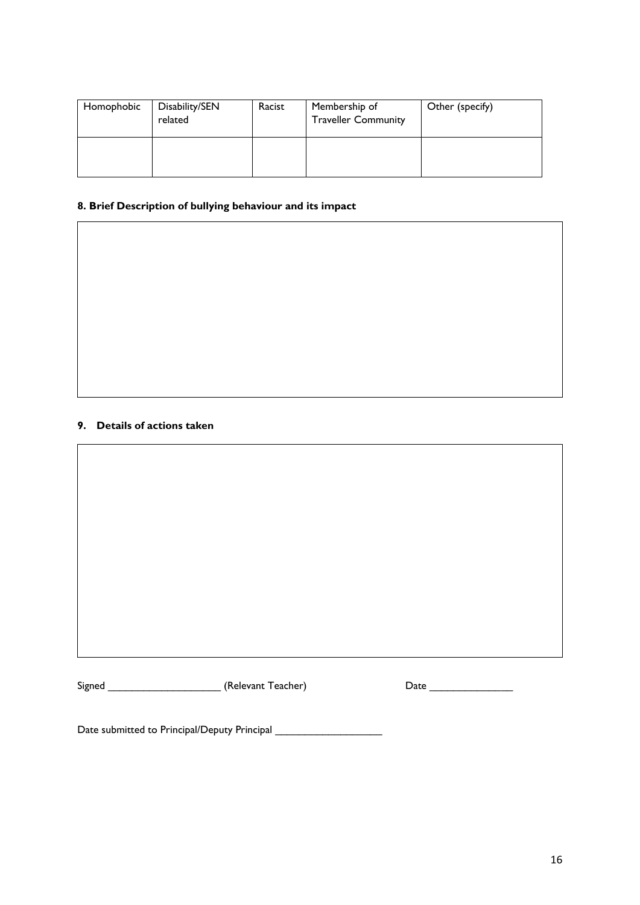| Homophobic | Disability/SEN related | Racist | Membership of Traveller Community | Other (specify) |
|---|---|---|---|---|
| | | | | |

**8. Brief Description of bullying behaviour and its impact**

| |
|---|
| |

**9. Details of actions taken**

| |
|---|
| |

Signed ____________________ (Relevant Teacher)    Date _______________

Date submitted to Principal/Deputy Principal ___________________